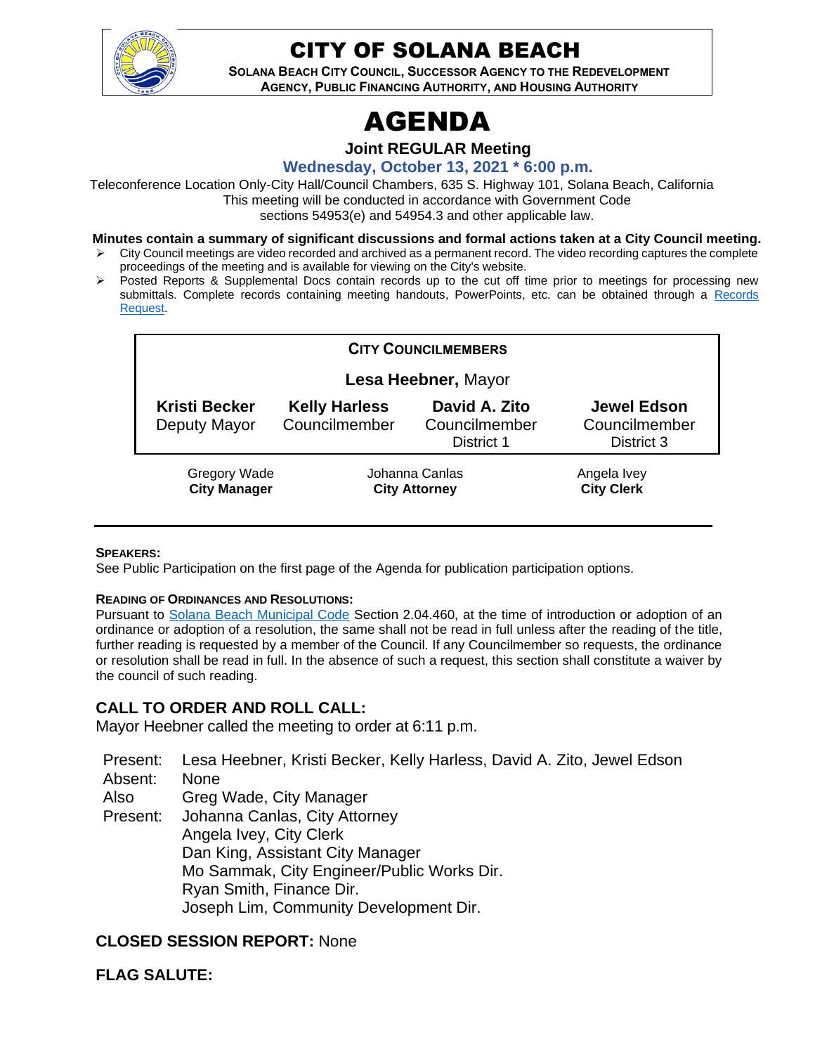# CITY OF SOLANA BEACH

**SOLANA BEACH CITY COUNCIL, SUCCESSOR AGENCY TO THE REDEVELOPMENT AGENCY, PUBLIC FINANCING AUTHORITY, AND HOUSING AUTHORITY**

# AGENDA

**Joint REGULAR Meeting**

**Wednesday, October 13, 2021 * 6:00 p.m.**

Teleconference Location Only-City Hall/Council Chambers, 635 S. Highway 101, Solana Beach, California
This meeting will be conducted in accordance with Government Code sections 54953(e) and 54954.3 and other applicable law.

**Minutes contain a summary of significant discussions and formal actions taken at a City Council meeting.**

- City Council meetings are video recorded and archived as a permanent record. The video recording captures the complete proceedings of the meeting and is available for viewing on the City's website.
- Posted Reports & Supplemental Docs contain records up to the cut off time prior to meetings for processing new submittals. Complete records containing meeting handouts, PowerPoints, etc. can be obtained through a Records Request.

**CITY COUNCILMEMBERS**

**Lesa Heebner,** Mayor

| **Kristi Becker** | **Kelly Harless** | **David A. Zito** | **Jewel Edson** |
|---|---|---|---|
| Deputy Mayor | Councilmember | Councilmember District 1 | Councilmember District 3 |

| Gregory Wade | Johanna Canlas | Angela Ivey |
|---|---|---|
| **City Manager** | **City Attorney** | **City Clerk** |

**SPEAKERS:**
See Public Participation on the first page of the Agenda for publication participation options.

**READING OF ORDINANCES AND RESOLUTIONS:**
Pursuant to Solana Beach Municipal Code Section 2.04.460, at the time of introduction or adoption of an ordinance or adoption of a resolution, the same shall not be read in full unless after the reading of the title, further reading is requested by a member of the Council. If any Councilmember so requests, the ordinance or resolution shall be read in full. In the absence of such a request, this section shall constitute a waiver by the council of such reading.

## CALL TO ORDER AND ROLL CALL:

Mayor Heebner called the meeting to order at 6:11 p.m.

Present: Lesa Heebner, Kristi Becker, Kelly Harless, David A. Zito, Jewel Edson
Absent: None
Also Present: Greg Wade, City Manager
Johanna Canlas, City Attorney
Angela Ivey, City Clerk
Dan King, Assistant City Manager
Mo Sammak, City Engineer/Public Works Dir.
Ryan Smith, Finance Dir.
Joseph Lim, Community Development Dir.

## CLOSED SESSION REPORT: None

## FLAG SALUTE: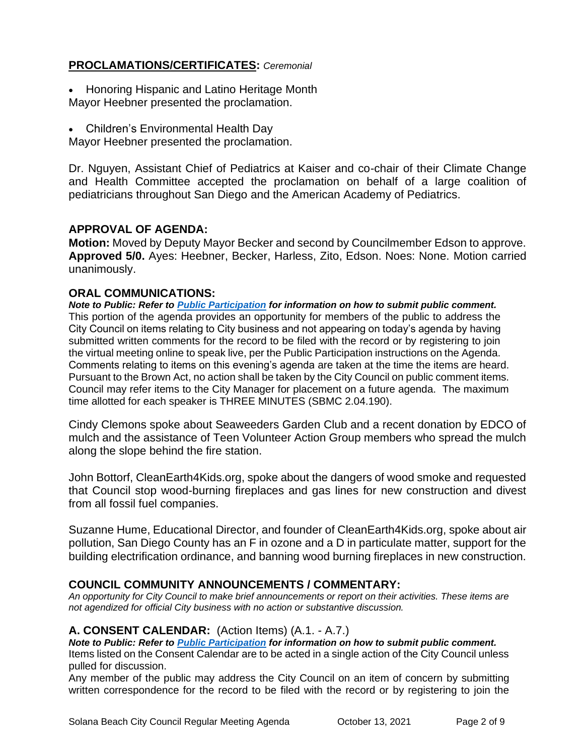## **PROCLAMATIONS/CERTIFICATES:** *Ceremonial*

- Honoring Hispanic and Latino Heritage Month

Mayor Heebner presented the proclamation.

- Children's Environmental Health Day

Mayor Heebner presented the proclamation.

Dr. Nguyen, Assistant Chief of Pediatrics at Kaiser and co-chair of their Climate Change and Health Committee accepted the proclamation on behalf of a large coalition of pediatricians throughout San Diego and the American Academy of Pediatrics.

## **APPROVAL OF AGENDA:**

**Motion:** Moved by Deputy Mayor Becker and second by Councilmember Edson to approve. **Approved 5/0.** Ayes: Heebner, Becker, Harless, Zito, Edson. Noes: None. Motion carried unanimously.

## **ORAL COMMUNICATIONS:**

***Note to Public: Refer to [Public Participation] for information on how to submit public comment.***

This portion of the agenda provides an opportunity for members of the public to address the City Council on items relating to City business and not appearing on today's agenda by having submitted written comments for the record to be filed with the record or by registering to join the virtual meeting online to speak live, per the Public Participation instructions on the Agenda. Comments relating to items on this evening's agenda are taken at the time the items are heard. Pursuant to the Brown Act, no action shall be taken by the City Council on public comment items. Council may refer items to the City Manager for placement on a future agenda. The maximum time allotted for each speaker is THREE MINUTES (SBMC 2.04.190).

Cindy Clemons spoke about Seaweeders Garden Club and a recent donation by EDCO of mulch and the assistance of Teen Volunteer Action Group members who spread the mulch along the slope behind the fire station.

John Bottorf, CleanEarth4Kids.org, spoke about the dangers of wood smoke and requested that Council stop wood-burning fireplaces and gas lines for new construction and divest from all fossil fuel companies.

Suzanne Hume, Educational Director, and founder of CleanEarth4Kids.org, spoke about air pollution, San Diego County has an F in ozone and a D in particulate matter, support for the building electrification ordinance, and banning wood burning fireplaces in new construction.

## **COUNCIL COMMUNITY ANNOUNCEMENTS / COMMENTARY:**

*An opportunity for City Council to make brief announcements or report on their activities. These items are not agendized for official City business with no action or substantive discussion.*

## **A. CONSENT CALENDAR:** (Action Items) (A.1. - A.7.)

***Note to Public: Refer to [Public Participation] for information on how to submit public comment.***

Items listed on the Consent Calendar are to be acted in a single action of the City Council unless pulled for discussion.

Any member of the public may address the City Council on an item of concern by submitting written correspondence for the record to be filed with the record or by registering to join the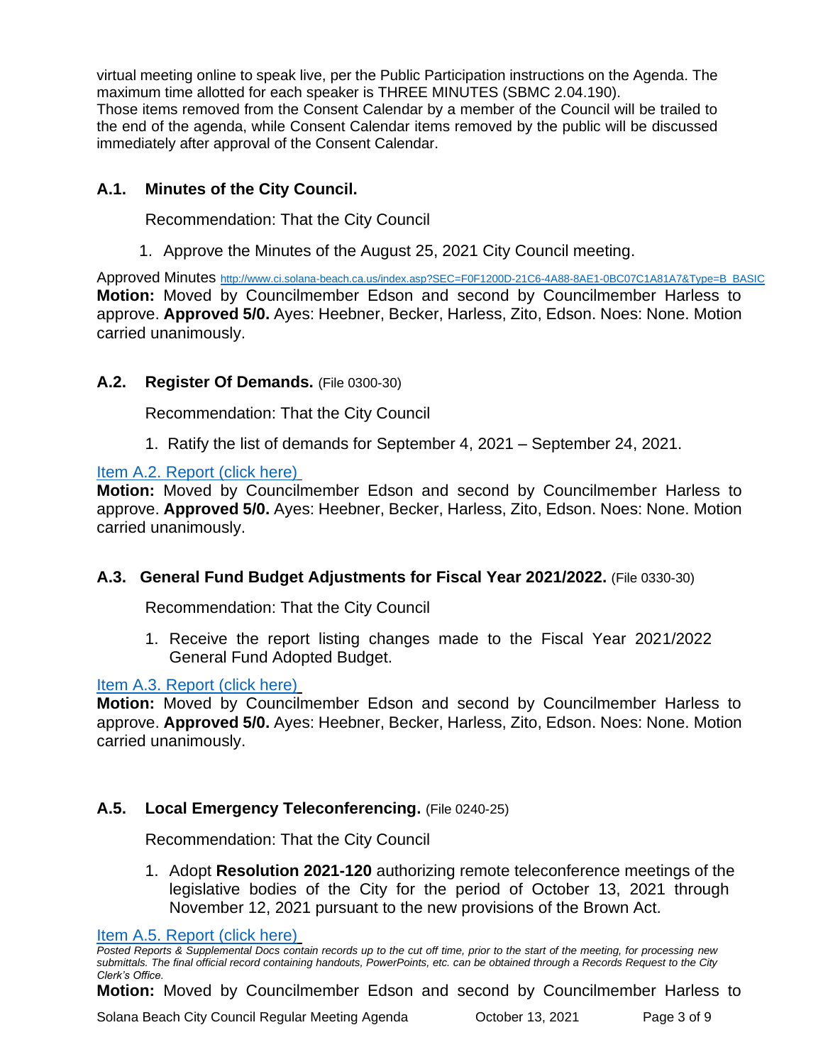virtual meeting online to speak live, per the Public Participation instructions on the Agenda. The maximum time allotted for each speaker is THREE MINUTES (SBMC 2.04.190).
Those items removed from the Consent Calendar by a member of the Council will be trailed to the end of the agenda, while Consent Calendar items removed by the public will be discussed immediately after approval of the Consent Calendar.

### A.1. Minutes of the City Council.

Recommendation: That the City Council

1. Approve the Minutes of the August 25, 2021 City Council meeting.

Approved Minutes http://www.ci.solana-beach.ca.us/index.asp?SEC=F0F1200D-21C6-4A88-8AE1-0BC07C1A81A7&Type=B_BASIC
**Motion:** Moved by Councilmember Edson and second by Councilmember Harless to approve. **Approved 5/0.** Ayes: Heebner, Becker, Harless, Zito, Edson. Noes: None. Motion carried unanimously.

### A.2. Register Of Demands. (File 0300-30)

Recommendation: That the City Council

1. Ratify the list of demands for September 4, 2021 – September 24, 2021.

Item A.2. Report (click here)
**Motion:** Moved by Councilmember Edson and second by Councilmember Harless to approve. **Approved 5/0.** Ayes: Heebner, Becker, Harless, Zito, Edson. Noes: None. Motion carried unanimously.

### A.3. General Fund Budget Adjustments for Fiscal Year 2021/2022. (File 0330-30)

Recommendation: That the City Council

1. Receive the report listing changes made to the Fiscal Year 2021/2022 General Fund Adopted Budget.

Item A.3. Report (click here)
**Motion:** Moved by Councilmember Edson and second by Councilmember Harless to approve. **Approved 5/0.** Ayes: Heebner, Becker, Harless, Zito, Edson. Noes: None. Motion carried unanimously.

### A.5. Local Emergency Teleconferencing. (File 0240-25)

Recommendation: That the City Council

1. Adopt **Resolution 2021-120** authorizing remote teleconference meetings of the legislative bodies of the City for the period of October 13, 2021 through November 12, 2021 pursuant to the new provisions of the Brown Act.

Item A.5. Report (click here)
*Posted Reports & Supplemental Docs contain records up to the cut off time, prior to the start of the meeting, for processing new submittals. The final official record containing handouts, PowerPoints, etc. can be obtained through a Records Request to the City Clerk's Office.*
**Motion:** Moved by Councilmember Edson and second by Councilmember Harless to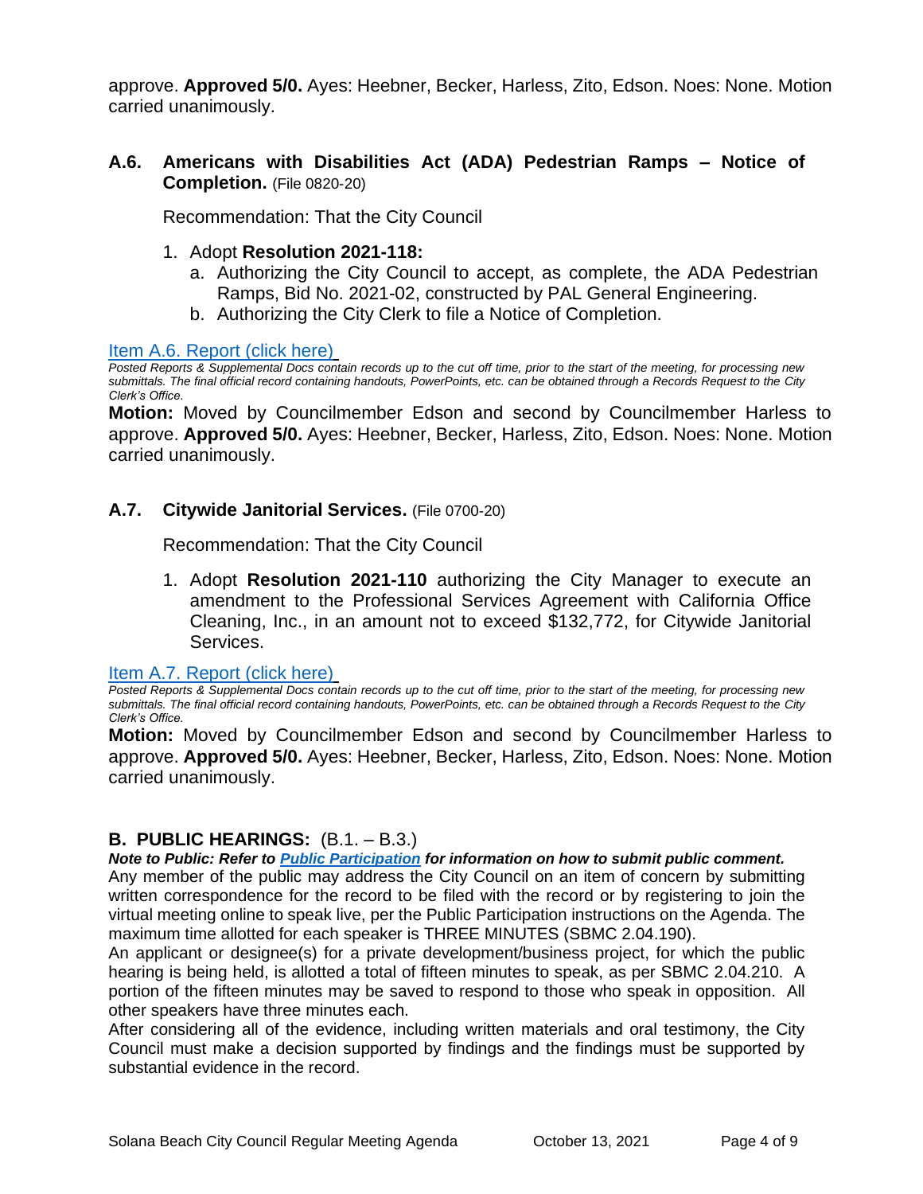approve. **Approved 5/0.** Ayes: Heebner, Becker, Harless, Zito, Edson. Noes: None. Motion carried unanimously.

### A.6. Americans with Disabilities Act (ADA) Pedestrian Ramps – Notice of Completion. (File 0820-20)

Recommendation: That the City Council

1. Adopt **Resolution 2021-118:**
   a. Authorizing the City Council to accept, as complete, the ADA Pedestrian Ramps, Bid No. 2021-02, constructed by PAL General Engineering.
   b. Authorizing the City Clerk to file a Notice of Completion.

Item A.6. Report (click here)

*Posted Reports & Supplemental Docs contain records up to the cut off time, prior to the start of the meeting, for processing new submittals. The final official record containing handouts, PowerPoints, etc. can be obtained through a Records Request to the City Clerk's Office.*

**Motion:** Moved by Councilmember Edson and second by Councilmember Harless to approve. **Approved 5/0.** Ayes: Heebner, Becker, Harless, Zito, Edson. Noes: None. Motion carried unanimously.

### A.7. Citywide Janitorial Services. (File 0700-20)

Recommendation: That the City Council

1. Adopt **Resolution 2021-110** authorizing the City Manager to execute an amendment to the Professional Services Agreement with California Office Cleaning, Inc., in an amount not to exceed $132,772, for Citywide Janitorial Services.

Item A.7. Report (click here)

*Posted Reports & Supplemental Docs contain records up to the cut off time, prior to the start of the meeting, for processing new submittals. The final official record containing handouts, PowerPoints, etc. can be obtained through a Records Request to the City Clerk's Office.*

**Motion:** Moved by Councilmember Edson and second by Councilmember Harless to approve. **Approved 5/0.** Ayes: Heebner, Becker, Harless, Zito, Edson. Noes: None. Motion carried unanimously.

## B. PUBLIC HEARINGS: (B.1. – B.3.)

***Note to Public: Refer to Public Participation for information on how to submit public comment.***

Any member of the public may address the City Council on an item of concern by submitting written correspondence for the record to be filed with the record or by registering to join the virtual meeting online to speak live, per the Public Participation instructions on the Agenda. The maximum time allotted for each speaker is THREE MINUTES (SBMC 2.04.190).

An applicant or designee(s) for a private development/business project, for which the public hearing is being held, is allotted a total of fifteen minutes to speak, as per SBMC 2.04.210. A portion of the fifteen minutes may be saved to respond to those who speak in opposition. All other speakers have three minutes each.

After considering all of the evidence, including written materials and oral testimony, the City Council must make a decision supported by findings and the findings must be supported by substantial evidence in the record.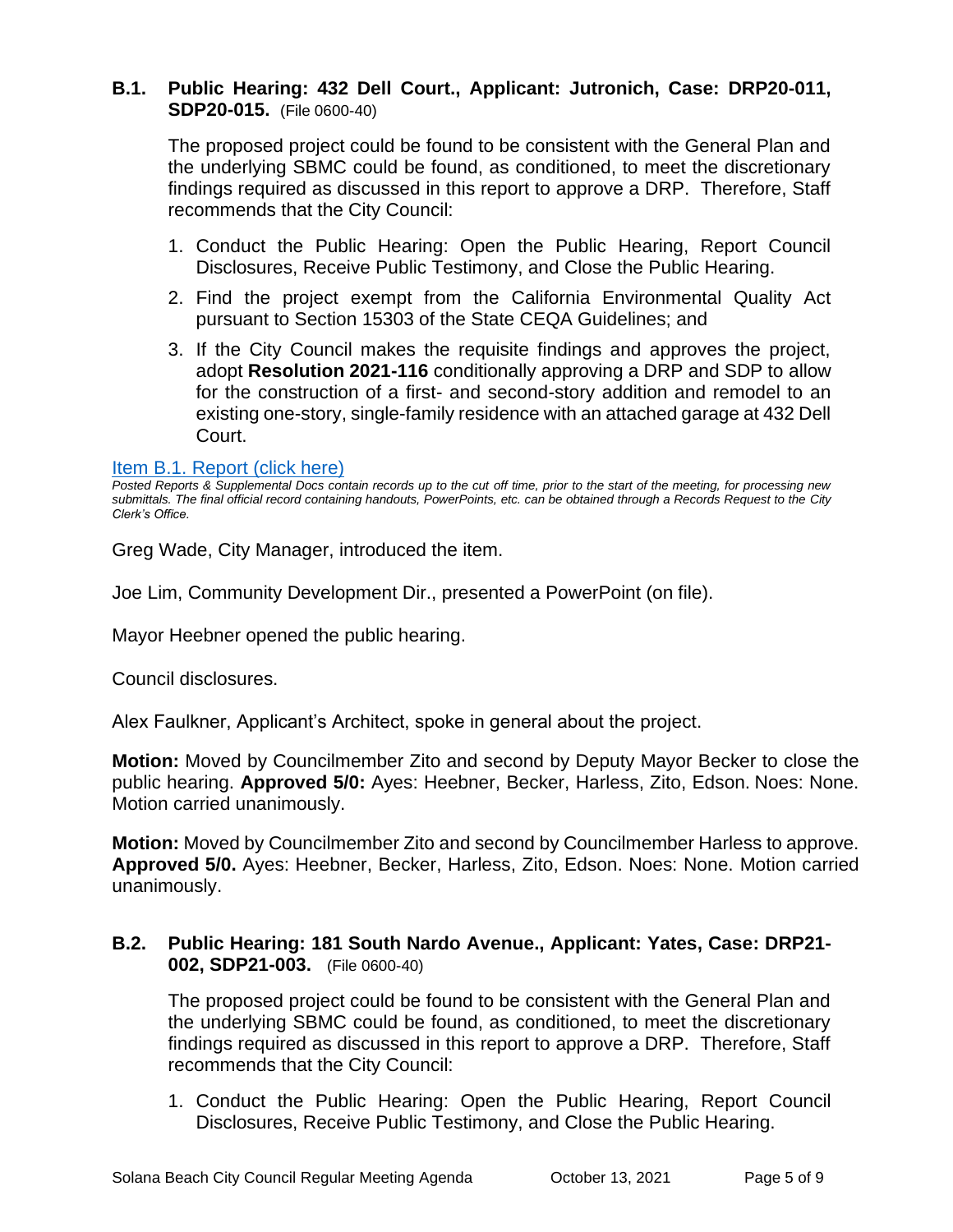### B.1. Public Hearing: 432 Dell Court., Applicant: Jutronich, Case: DRP20-011, SDP20-015. (File 0600-40)

The proposed project could be found to be consistent with the General Plan and the underlying SBMC could be found, as conditioned, to meet the discretionary findings required as discussed in this report to approve a DRP. Therefore, Staff recommends that the City Council:

1. Conduct the Public Hearing: Open the Public Hearing, Report Council Disclosures, Receive Public Testimony, and Close the Public Hearing.
2. Find the project exempt from the California Environmental Quality Act pursuant to Section 15303 of the State CEQA Guidelines; and
3. If the City Council makes the requisite findings and approves the project, adopt **Resolution 2021-116** conditionally approving a DRP and SDP to allow for the construction of a first- and second-story addition and remodel to an existing one-story, single-family residence with an attached garage at 432 Dell Court.

Item B.1. Report (click here)

*Posted Reports & Supplemental Docs contain records up to the cut off time, prior to the start of the meeting, for processing new submittals. The final official record containing handouts, PowerPoints, etc. can be obtained through a Records Request to the City Clerk's Office.*

Greg Wade, City Manager, introduced the item.

Joe Lim, Community Development Dir., presented a PowerPoint (on file).

Mayor Heebner opened the public hearing.

Council disclosures.

Alex Faulkner, Applicant's Architect, spoke in general about the project.

**Motion:** Moved by Councilmember Zito and second by Deputy Mayor Becker to close the public hearing. **Approved 5/0:** Ayes: Heebner, Becker, Harless, Zito, Edson. Noes: None. Motion carried unanimously.

**Motion:** Moved by Councilmember Zito and second by Councilmember Harless to approve. **Approved 5/0.** Ayes: Heebner, Becker, Harless, Zito, Edson. Noes: None. Motion carried unanimously.

### B.2. Public Hearing: 181 South Nardo Avenue., Applicant: Yates, Case: DRP21-002, SDP21-003. (File 0600-40)

The proposed project could be found to be consistent with the General Plan and the underlying SBMC could be found, as conditioned, to meet the discretionary findings required as discussed in this report to approve a DRP. Therefore, Staff recommends that the City Council:

1. Conduct the Public Hearing: Open the Public Hearing, Report Council Disclosures, Receive Public Testimony, and Close the Public Hearing.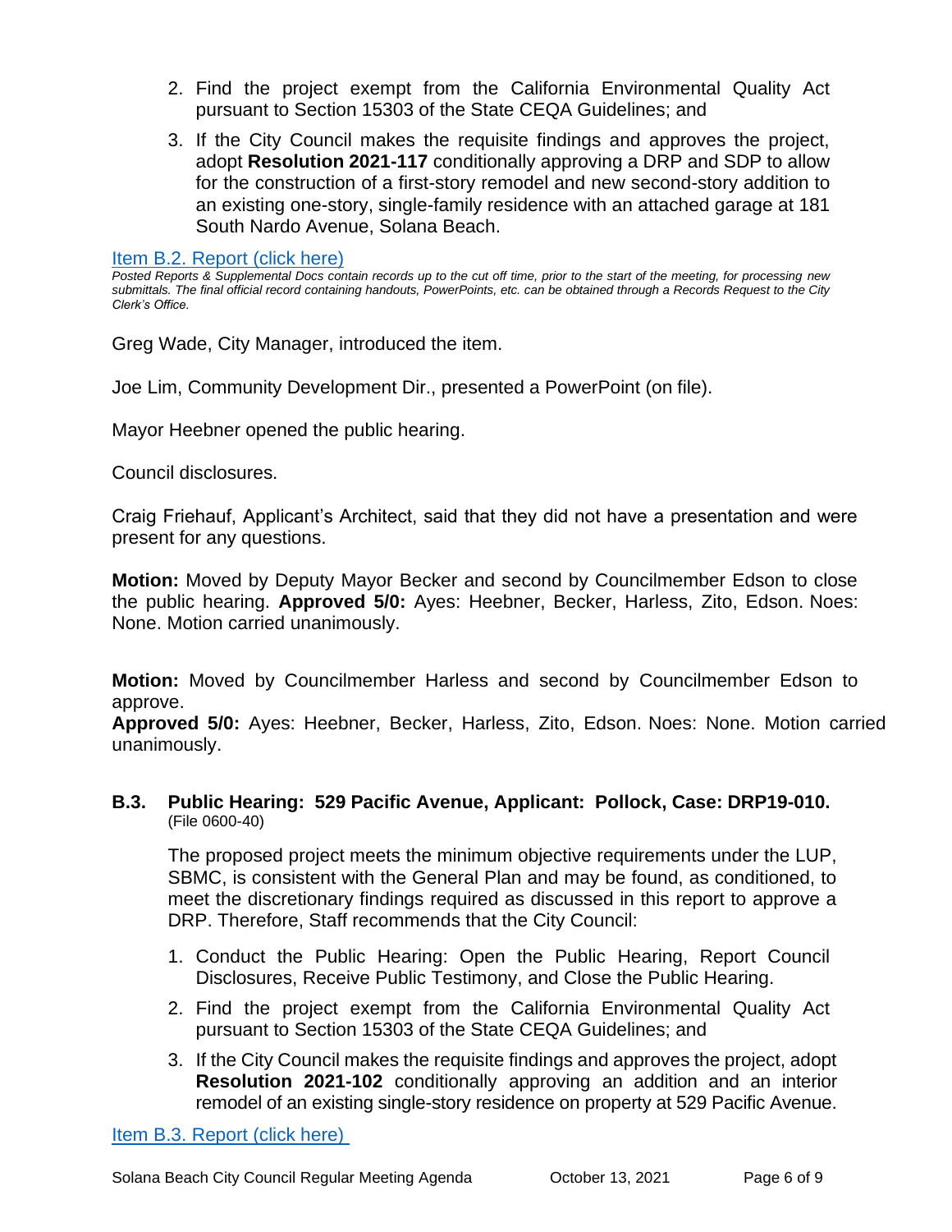2. Find the project exempt from the California Environmental Quality Act pursuant to Section 15303 of the State CEQA Guidelines; and
3. If the City Council makes the requisite findings and approves the project, adopt **Resolution 2021-117** conditionally approving a DRP and SDP to allow for the construction of a first-story remodel and new second-story addition to an existing one-story, single-family residence with an attached garage at 181 South Nardo Avenue, Solana Beach.

Item B.2. Report (click here)

*Posted Reports & Supplemental Docs contain records up to the cut off time, prior to the start of the meeting, for processing new submittals. The final official record containing handouts, PowerPoints, etc. can be obtained through a Records Request to the City Clerk's Office.*

Greg Wade, City Manager, introduced the item.

Joe Lim, Community Development Dir., presented a PowerPoint (on file).

Mayor Heebner opened the public hearing.

Council disclosures.

Craig Friehauf, Applicant's Architect, said that they did not have a presentation and were present for any questions.

**Motion:** Moved by Deputy Mayor Becker and second by Councilmember Edson to close the public hearing. **Approved 5/0:** Ayes: Heebner, Becker, Harless, Zito, Edson. Noes: None. Motion carried unanimously.

**Motion:** Moved by Councilmember Harless and second by Councilmember Edson to approve.
**Approved 5/0:** Ayes: Heebner, Becker, Harless, Zito, Edson. Noes: None. Motion carried unanimously.

### B.3. Public Hearing: 529 Pacific Avenue, Applicant: Pollock, Case: DRP19-010.
(File 0600-40)

The proposed project meets the minimum objective requirements under the LUP, SBMC, is consistent with the General Plan and may be found, as conditioned, to meet the discretionary findings required as discussed in this report to approve a DRP. Therefore, Staff recommends that the City Council:

1. Conduct the Public Hearing: Open the Public Hearing, Report Council Disclosures, Receive Public Testimony, and Close the Public Hearing.
2. Find the project exempt from the California Environmental Quality Act pursuant to Section 15303 of the State CEQA Guidelines; and
3. If the City Council makes the requisite findings and approves the project, adopt **Resolution 2021-102** conditionally approving an addition and an interior remodel of an existing single-story residence on property at 529 Pacific Avenue.

Item B.3. Report (click here)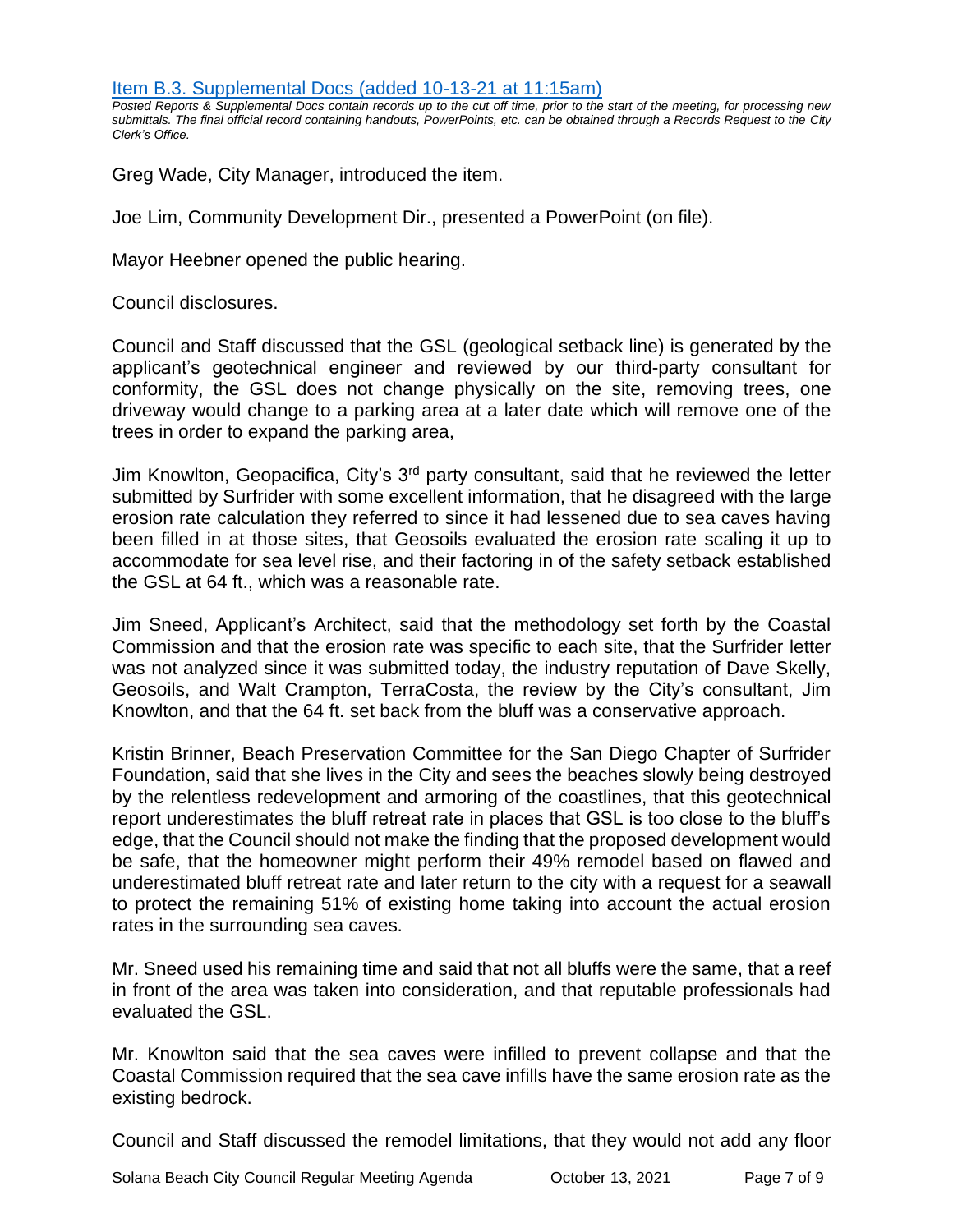[Item B.3. Supplemental Docs (added 10-13-21 at 11:15am)]

*Posted Reports & Supplemental Docs contain records up to the cut off time, prior to the start of the meeting, for processing new submittals. The final official record containing handouts, PowerPoints, etc. can be obtained through a Records Request to the City Clerk's Office.*

Greg Wade, City Manager, introduced the item.

Joe Lim, Community Development Dir., presented a PowerPoint (on file).

Mayor Heebner opened the public hearing.

Council disclosures.

Council and Staff discussed that the GSL (geological setback line) is generated by the applicant's geotechnical engineer and reviewed by our third-party consultant for conformity, the GSL does not change physically on the site, removing trees, one driveway would change to a parking area at a later date which will remove one of the trees in order to expand the parking area,

Jim Knowlton, Geopacifica, City's 3rd party consultant, said that he reviewed the letter submitted by Surfrider with some excellent information, that he disagreed with the large erosion rate calculation they referred to since it had lessened due to sea caves having been filled in at those sites, that Geosoils evaluated the erosion rate scaling it up to accommodate for sea level rise, and their factoring in of the safety setback established the GSL at 64 ft., which was a reasonable rate.

Jim Sneed, Applicant's Architect, said that the methodology set forth by the Coastal Commission and that the erosion rate was specific to each site, that the Surfrider letter was not analyzed since it was submitted today, the industry reputation of Dave Skelly, Geosoils, and Walt Crampton, TerraCosta, the review by the City's consultant, Jim Knowlton, and that the 64 ft. set back from the bluff was a conservative approach.

Kristin Brinner, Beach Preservation Committee for the San Diego Chapter of Surfrider Foundation, said that she lives in the City and sees the beaches slowly being destroyed by the relentless redevelopment and armoring of the coastlines, that this geotechnical report underestimates the bluff retreat rate in places that GSL is too close to the bluff's edge, that the Council should not make the finding that the proposed development would be safe, that the homeowner might perform their 49% remodel based on flawed and underestimated bluff retreat rate and later return to the city with a request for a seawall to protect the remaining 51% of existing home taking into account the actual erosion rates in the surrounding sea caves.

Mr. Sneed used his remaining time and said that not all bluffs were the same, that a reef in front of the area was taken into consideration, and that reputable professionals had evaluated the GSL.

Mr. Knowlton said that the sea caves were infilled to prevent collapse and that the Coastal Commission required that the sea cave infills have the same erosion rate as the existing bedrock.

Council and Staff discussed the remodel limitations, that they would not add any floor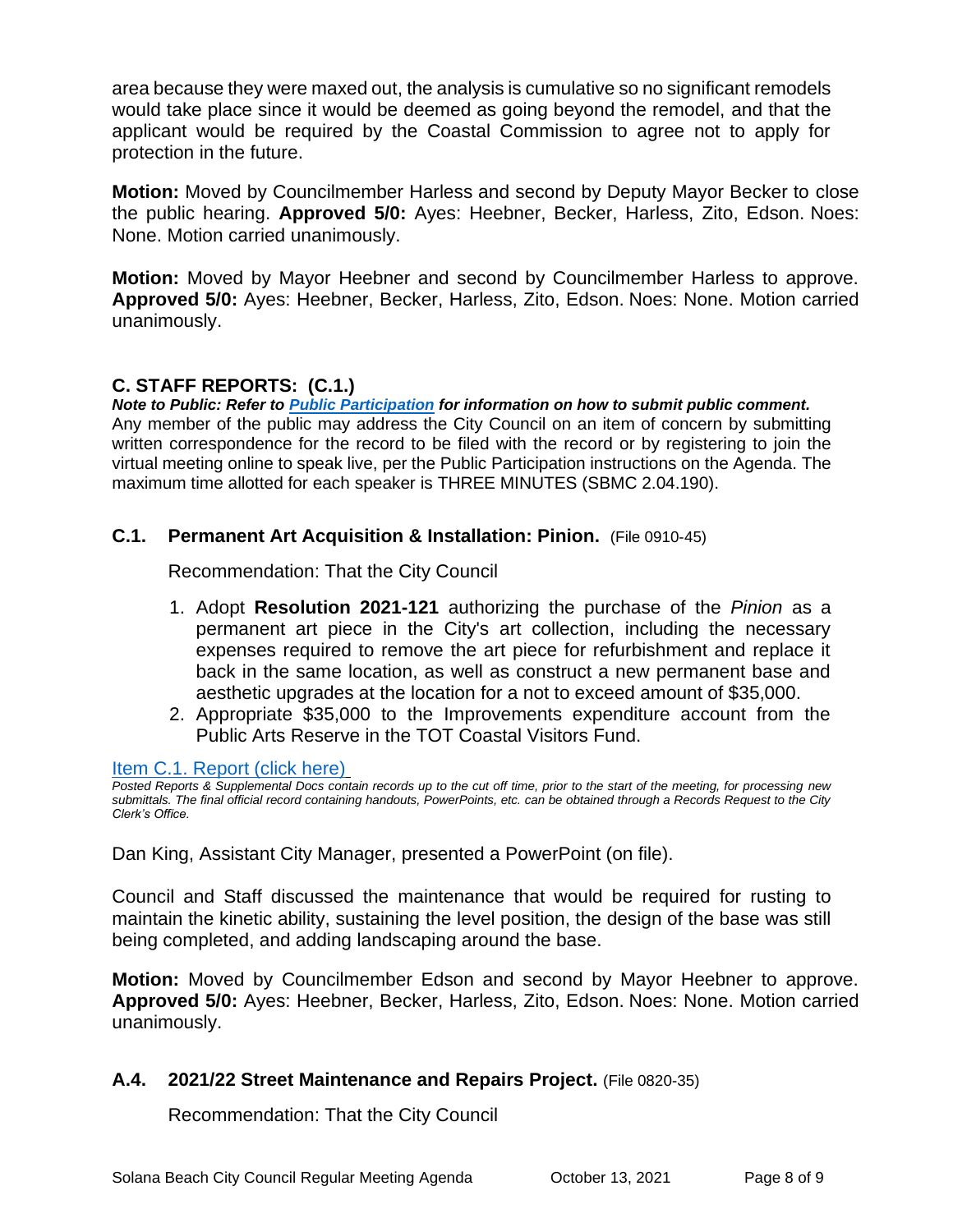area because they were maxed out, the analysis is cumulative so no significant remodels would take place since it would be deemed as going beyond the remodel, and that the applicant would be required by the Coastal Commission to agree not to apply for protection in the future.

**Motion:** Moved by Councilmember Harless and second by Deputy Mayor Becker to close the public hearing. **Approved 5/0:** Ayes: Heebner, Becker, Harless, Zito, Edson. Noes: None. Motion carried unanimously.

**Motion:** Moved by Mayor Heebner and second by Councilmember Harless to approve. **Approved 5/0:** Ayes: Heebner, Becker, Harless, Zito, Edson. Noes: None. Motion carried unanimously.

## C. STAFF REPORTS: (C.1.)

***Note to Public: Refer to [Public Participation] for information on how to submit public comment.***

Any member of the public may address the City Council on an item of concern by submitting written correspondence for the record to be filed with the record or by registering to join the virtual meeting online to speak live, per the Public Participation instructions on the Agenda. The maximum time allotted for each speaker is THREE MINUTES (SBMC 2.04.190).

### C.1. Permanent Art Acquisition & Installation: Pinion. (File 0910-45)

Recommendation: That the City Council

1. Adopt **Resolution 2021-121** authorizing the purchase of the *Pinion* as a permanent art piece in the City's art collection, including the necessary expenses required to remove the art piece for refurbishment and replace it back in the same location, as well as construct a new permanent base and aesthetic upgrades at the location for a not to exceed amount of $35,000.
2. Appropriate $35,000 to the Improvements expenditure account from the Public Arts Reserve in the TOT Coastal Visitors Fund.

[Item C.1. Report (click here)]

*Posted Reports & Supplemental Docs contain records up to the cut off time, prior to the start of the meeting, for processing new submittals. The final official record containing handouts, PowerPoints, etc. can be obtained through a Records Request to the City Clerk's Office.*

Dan King, Assistant City Manager, presented a PowerPoint (on file).

Council and Staff discussed the maintenance that would be required for rusting to maintain the kinetic ability, sustaining the level position, the design of the base was still being completed, and adding landscaping around the base.

**Motion:** Moved by Councilmember Edson and second by Mayor Heebner to approve. **Approved 5/0:** Ayes: Heebner, Becker, Harless, Zito, Edson. Noes: None. Motion carried unanimously.

### A.4. 2021/22 Street Maintenance and Repairs Project. (File 0820-35)

Recommendation: That the City Council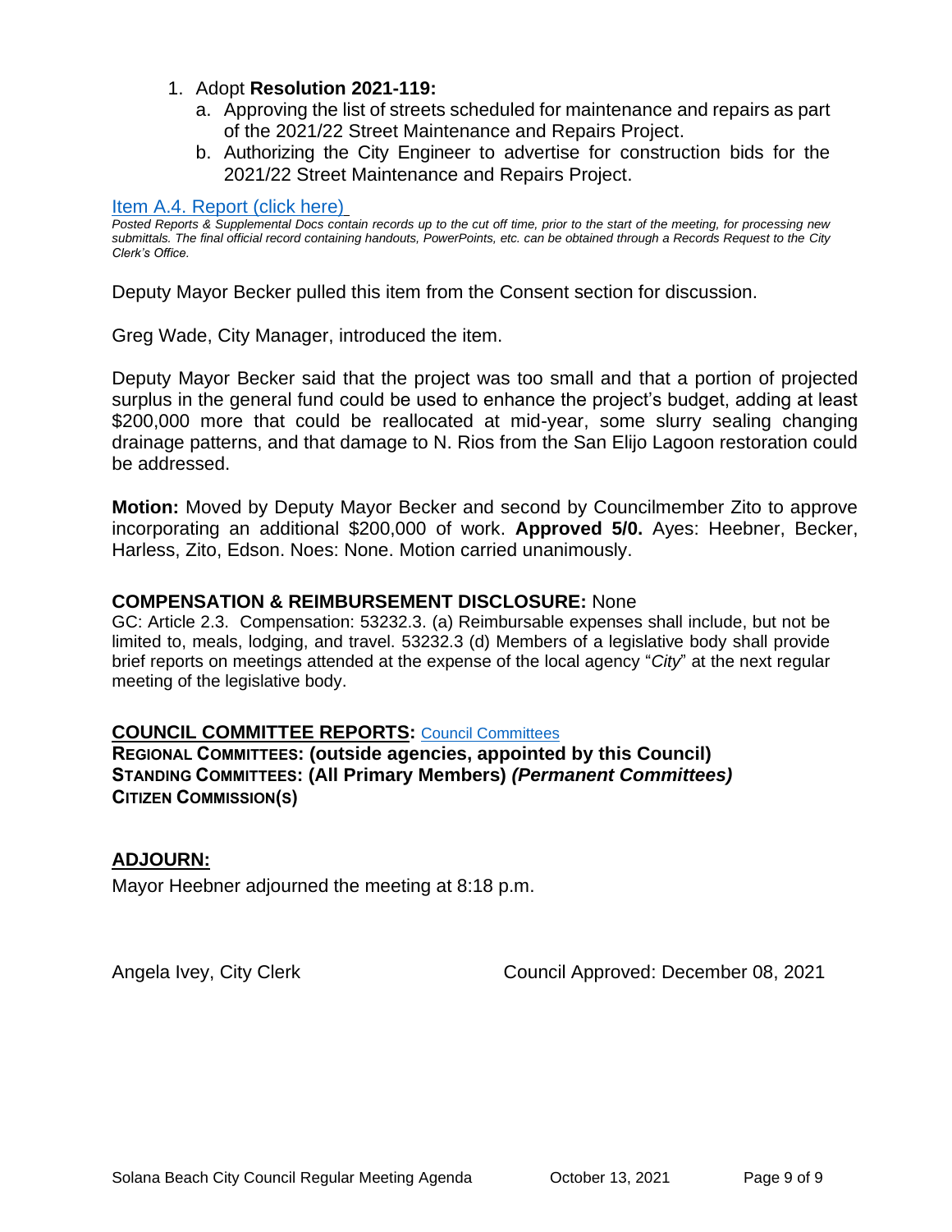1. Adopt **Resolution 2021-119:**
   a. Approving the list of streets scheduled for maintenance and repairs as part of the 2021/22 Street Maintenance and Repairs Project.
   b. Authorizing the City Engineer to advertise for construction bids for the 2021/22 Street Maintenance and Repairs Project.

Item A.4. Report (click here)

*Posted Reports & Supplemental Docs contain records up to the cut off time, prior to the start of the meeting, for processing new submittals. The final official record containing handouts, PowerPoints, etc. can be obtained through a Records Request to the City Clerk's Office.*

Deputy Mayor Becker pulled this item from the Consent section for discussion.

Greg Wade, City Manager, introduced the item.

Deputy Mayor Becker said that the project was too small and that a portion of projected surplus in the general fund could be used to enhance the project's budget, adding at least $200,000 more that could be reallocated at mid-year, some slurry sealing changing drainage patterns, and that damage to N. Rios from the San Elijo Lagoon restoration could be addressed.

**Motion:** Moved by Deputy Mayor Becker and second by Councilmember Zito to approve incorporating an additional $200,000 of work. **Approved 5/0.** Ayes: Heebner, Becker, Harless, Zito, Edson. Noes: None. Motion carried unanimously.

## COMPENSATION & REIMBURSEMENT DISCLOSURE: None

GC: Article 2.3. Compensation: 53232.3. (a) Reimbursable expenses shall include, but not be limited to, meals, lodging, and travel. 53232.3 (d) Members of a legislative body shall provide brief reports on meetings attended at the expense of the local agency "*City*" at the next regular meeting of the legislative body.

## COUNCIL COMMITTEE REPORTS: Council Committees

**REGIONAL COMMITTEES: (outside agencies, appointed by this Council)**
**STANDING COMMITTEES: (All Primary Members)** ***(Permanent Committees)***
**CITIZEN COMMISSION(S)**

## ADJOURN:

Mayor Heebner adjourned the meeting at 8:18 p.m.

Angela Ivey, City Clerk　　　　Council Approved: December 08, 2021